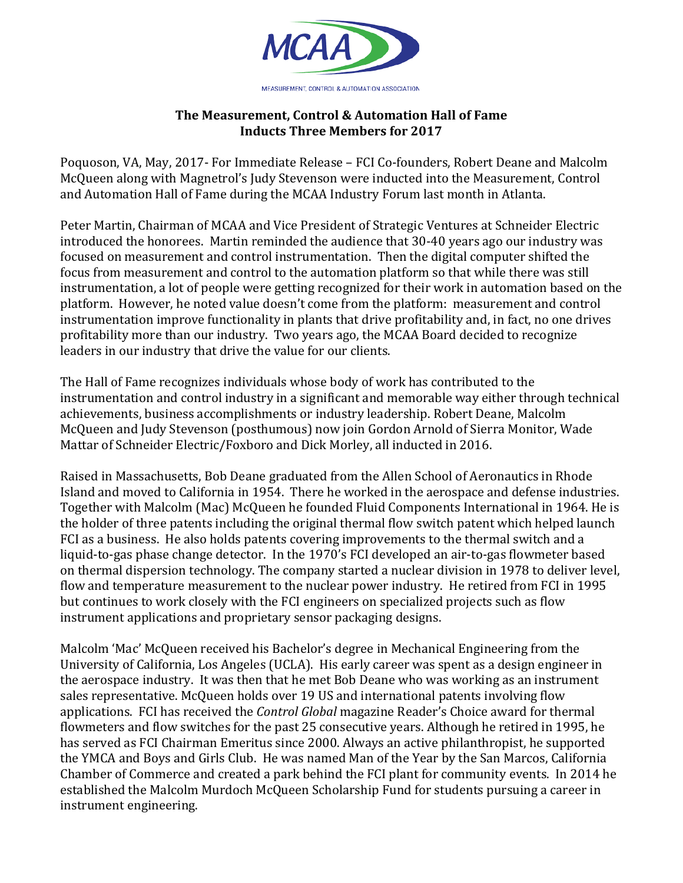MCAA

MEASUREMENT, CONTROL & AUTOMATION ASSOCIATION

## The Measurement, Control & Automation Hall of Fame Inducts Three Members for 2017

Poquoson, VA, May, 2017- For Immediate Release – FCI Co-founders, Robert Deane and Malcolm McQueen along with Magnetrol's Judy Stevenson were inducted into the Measurement, Control and Automation Hall of Fame during the MCAA Industry Forum last month in Atlanta.

Peter Martin, Chairman of MCAA and Vice President of Strategic Ventures at Schneider Electric introduced the honorees. Martin reminded the audience that 30-40 years ago our industry was focused on measurement and control instrumentation. Then the digital computer shifted the focus from measurement and control to the automation platform so that while there was still instrumentation, a lot of people were getting recognized for their work in automation based on the platform. However, he noted value doesn't come from the platform: measurement and control instrumentation improve functionality in plants that drive profitability and, in fact, no one drives profitability more than our industry. Two years ago, the MCAA Board decided to recognize leaders in our industry that drive the value for our clients.

The Hall of Fame recognizes individuals whose body of work has contributed to the instrumentation and control industry in a significant and memorable way either through technical achievements, business accomplishments or industry leadership. Robert Deane, Malcolm McQueen and Judy Stevenson (posthumous) now join Gordon Arnold of Sierra Monitor, Wade Mattar of Schneider Electric/Foxboro and Dick Morley, all inducted in 2016.

Raised in Massachusetts, Bob Deane graduated from the Allen School of Aeronautics in Rhode Island and moved to California in 1954. There he worked in the aerospace and defense industries. Together with Malcolm (Mac) McQueen he founded Fluid Components International in 1964. He is the holder of three patents including the original thermal flow switch patent which helped launch FCI as a business. He also holds patents covering improvements to the thermal switch and a liquid-to-gas phase change detector. In the 1970's FCI developed an air-to-gas flowmeter based on thermal dispersion technology. The company started a nuclear division in 1978 to deliver level, flow and temperature measurement to the nuclear power industry. He retired from FCI in 1995 but continues to work closely with the FCI engineers on specialized projects such as flow instrument applications and proprietary sensor packaging designs.

Malcolm 'Mac' McQueen received his Bachelor's degree in Mechanical Engineering from the University of California, Los Angeles (UCLA). His early career was spent as a design engineer in the aerospace industry. It was then that he met Bob Deane who was working as an instrument sales representative. McQueen holds over 19 US and international patents involving flow applications. FCI has received the *Control Global* magazine Reader's Choice award for thermal flowmeters and flow switches for the past 25 consecutive years. Although he retired in 1995, he has served as FCI Chairman Emeritus since 2000. Always an active philanthropist, he supported the YMCA and Boys and Girls Club. He was named Man of the Year by the San Marcos, California Chamber of Commerce and created a park behind the FCI plant for community events. In 2014 he established the Malcolm Murdoch McQueen Scholarship Fund for students pursuing a career in instrument engineering.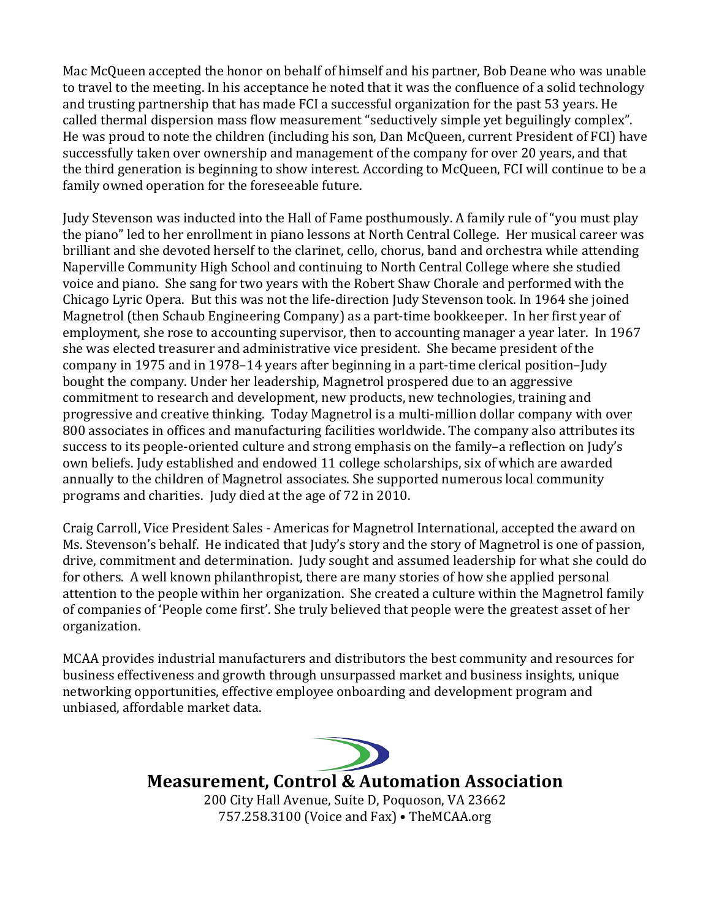Mac McQueen accepted the honor on behalf of himself and his partner, Bob Deane who was unable to travel to the meeting. In his acceptance he noted that it was the confluence of a solid technology and trusting partnership that has made FCI a successful organization for the past 53 years. He called thermal dispersion mass flow measurement "seductively simple yet beguilingly complex". He was proud to note the children (including his son, Dan McQueen, current President of FCI) have successfully taken over ownership and management of the company for over 20 years, and that the third generation is beginning to show interest. According to McQueen, FCI will continue to be a family owned operation for the foreseeable future.

Judy Stevenson was inducted into the Hall of Fame posthumously. A family rule of "you must play the piano" led to her enrollment in piano lessons at North Central College. Her musical career was brilliant and she devoted herself to the clarinet, cello, chorus, band and orchestra while attending Naperville Community High School and continuing to North Central College where she studied voice and piano. She sang for two years with the Robert Shaw Chorale and performed with the Chicago Lyric Opera. But this was not the life-direction Judy Stevenson took. In 1964 she joined Magnetrol (then Schaub Engineering Company) as a part-time bookkeeper. In her first year of employment, she rose to accounting supervisor, then to accounting manager a year later. In 1967 she was elected treasurer and administrative vice president. She became president of the company in 1975 and in 1978–14 years after beginning in a part-time clerical position–Judy bought the company. Under her leadership, Magnetrol prospered due to an aggressive commitment to research and development, new products, new technologies, training and progressive and creative thinking. Today Magnetrol is a multi-million dollar company with over 800 associates in offices and manufacturing facilities worldwide. The company also attributes its success to its people-oriented culture and strong emphasis on the family–a reflection on Judy's own beliefs. Judy established and endowed 11 college scholarships, six of which are awarded annually to the children of Magnetrol associates. She supported numerous local community programs and charities. Judy died at the age of 72 in 2010.

Craig Carroll, Vice President Sales - Americas for Magnetrol International, accepted the award on Ms. Stevenson's behalf. He indicated that Judy's story and the story of Magnetrol is one of passion, drive, commitment and determination. Judy sought and assumed leadership for what she could do for others. A well known philanthropist, there are many stories of how she applied personal attention to the people within her organization. She created a culture within the Magnetrol family of companies of 'People come first'. She truly believed that people were the greatest asset of her organization.

MCAA provides industrial manufacturers and distributors the best community and resources for business effectiveness and growth through unsurpassed market and business insights, unique networking opportunities, effective employee onboarding and development program and unbiased, affordable market data.

**Measurement, Control & Automation Association**

200 City Hall Avenue, Suite D, Poquoson, VA 23662

757.258.3100 (Voice and Fax) • TheMCAA.org